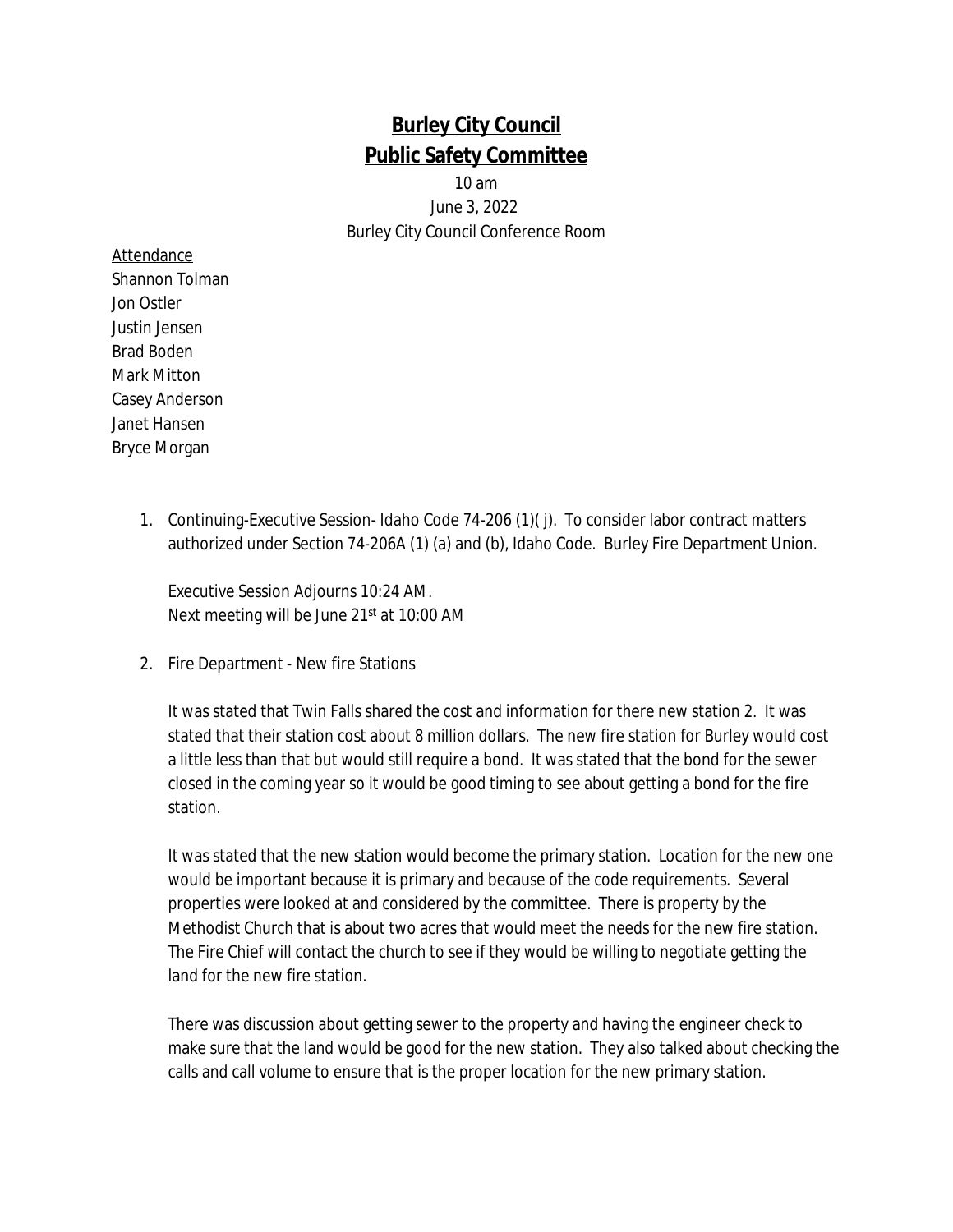# **Burley City Council**
# **Public Safety Committee**

10 am
June 3, 2022
Burley City Council Conference Room

Attendance
Shannon Tolman
Jon Ostler
Justin Jensen
Brad Boden
Mark Mitton
Casey Anderson
Janet Hansen
Bryce Morgan

1. Continuing-Executive Session- Idaho Code 74-206 (1)( j). To consider labor contract matters authorized under Section 74-206A (1) (a) and (b), Idaho Code. Burley Fire Department Union.

   Executive Session Adjourns 10:24 AM.
   Next meeting will be June 21st at 10:00 AM

2. Fire Department - New fire Stations

   It was stated that Twin Falls shared the cost and information for there new station 2. It was stated that their station cost about 8 million dollars. The new fire station for Burley would cost a little less than that but would still require a bond. It was stated that the bond for the sewer closed in the coming year so it would be good timing to see about getting a bond for the fire station.

   It was stated that the new station would become the primary station. Location for the new one would be important because it is primary and because of the code requirements. Several properties were looked at and considered by the committee. There is property by the Methodist Church that is about two acres that would meet the needs for the new fire station. The Fire Chief will contact the church to see if they would be willing to negotiate getting the land for the new fire station.

   There was discussion about getting sewer to the property and having the engineer check to make sure that the land would be good for the new station. They also talked about checking the calls and call volume to ensure that is the proper location for the new primary station.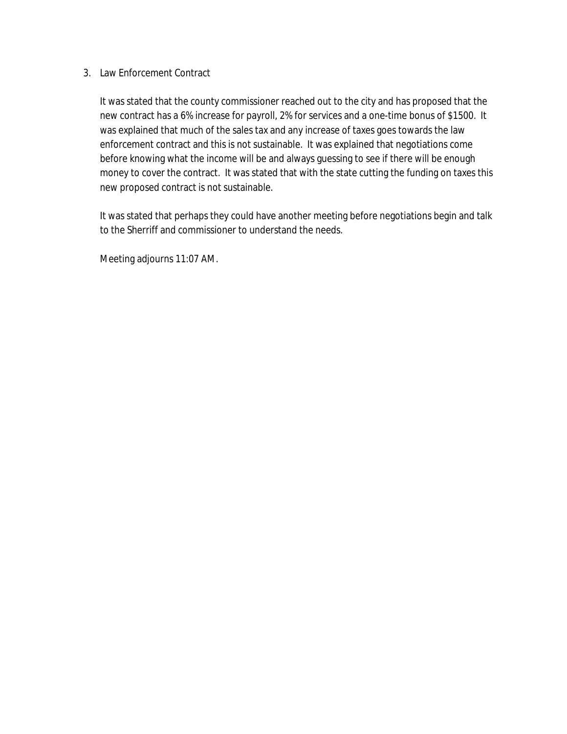3. Law Enforcement Contract

   It was stated that the county commissioner reached out to the city and has proposed that the new contract has a 6% increase for payroll, 2% for services and a one-time bonus of $1500. It was explained that much of the sales tax and any increase of taxes goes towards the law enforcement contract and this is not sustainable. It was explained that negotiations come before knowing what the income will be and always guessing to see if there will be enough money to cover the contract. It was stated that with the state cutting the funding on taxes this new proposed contract is not sustainable.

   It was stated that perhaps they could have another meeting before negotiations begin and talk to the Sherriff and commissioner to understand the needs.

   Meeting adjourns 11:07 AM.